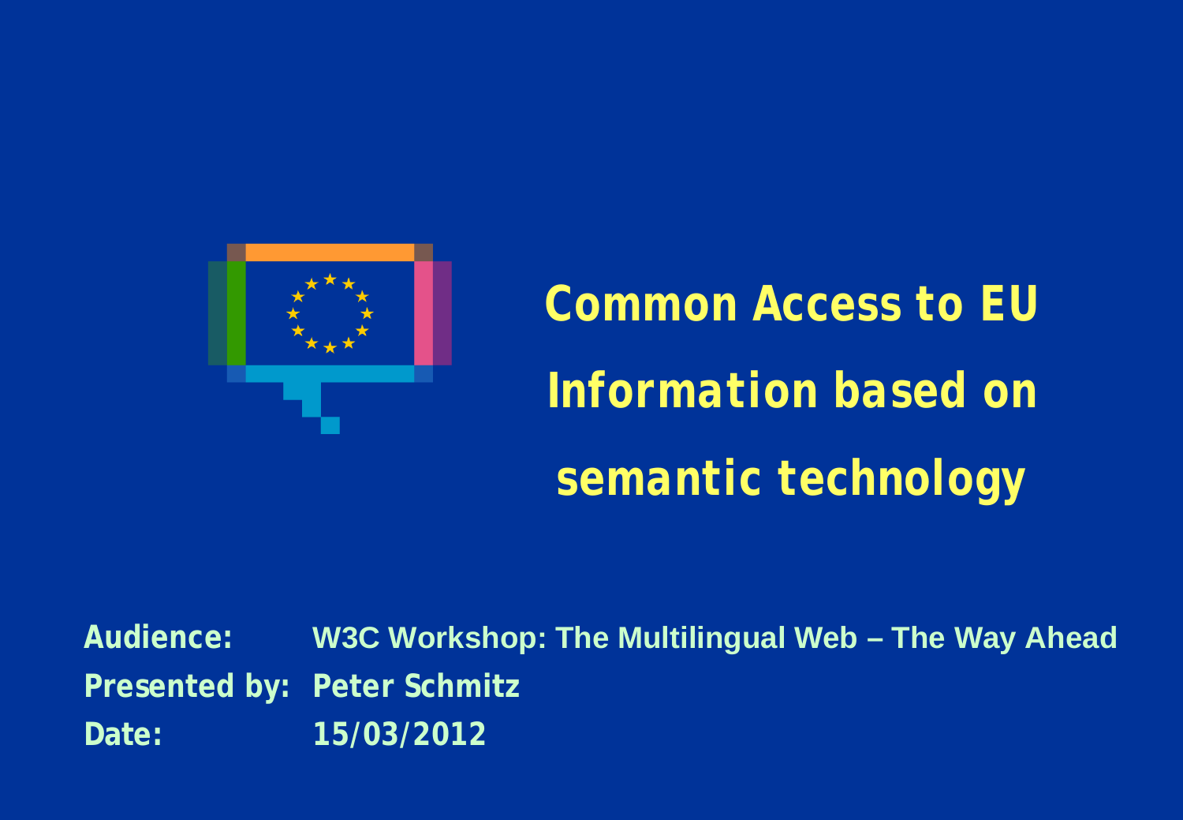# Common Access to EU Information based on semantic technology

**Audience:** W3C Workshop: The Multilingual Web – The Way Ahead

**Presented by:** Peter Schmitz

**Date:** 15/03/2012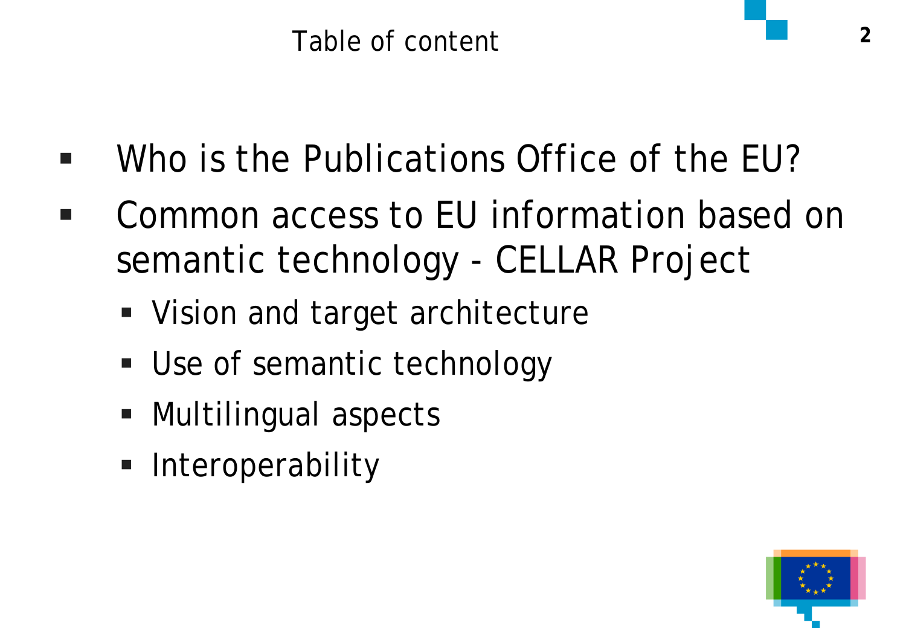# Table of content

- Who is the Publications Office of the EU?
- Common access to EU information based on semantic technology - CELLAR Project
  - Vision and target architecture
  - Use of semantic technology
  - Multilingual aspects
  - Interoperability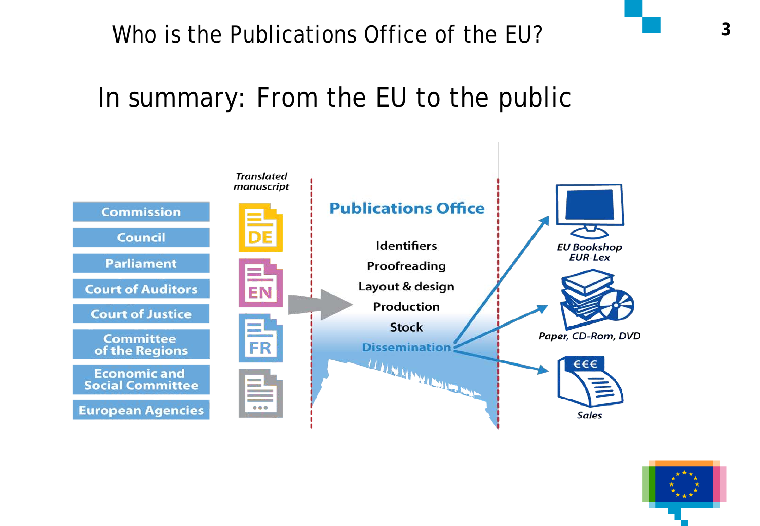# Who is the Publications Office of the EU?

## In summary: From the EU to the public

- Commission
- Council
- Parliament
- Court of Auditors
- Court of Justice
- Committee of the Regions
- Economic and Social Committee
- European Agencies

*Translated manuscript*

DE

EN

FR

...

**Publications Office**

- Identifiers
- Proofreading
- Layout & design
- Production
- Stock
- Dissemination

*EU Bookshop*
*EUR-Lex*

*Paper, CD-Rom, DVD*

€€€

*Sales*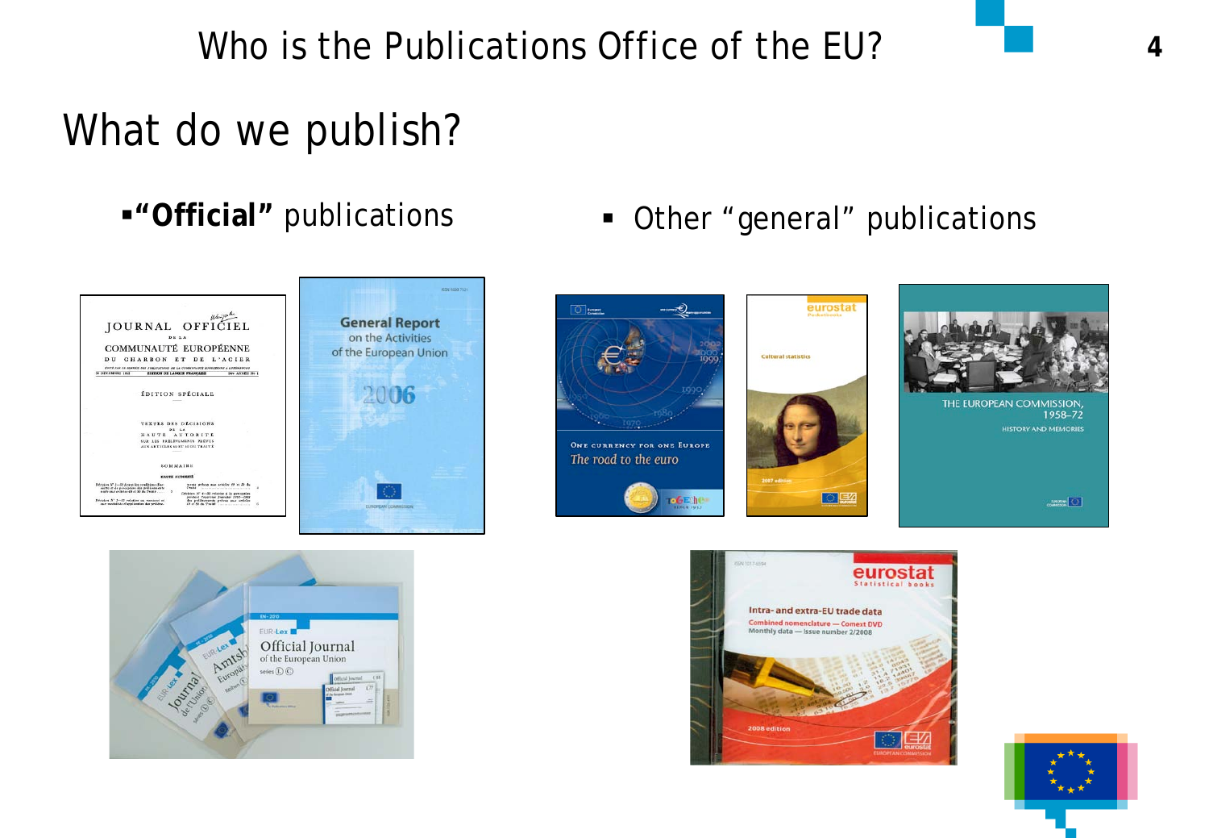# Who is the Publications Office of the EU?

## What do we publish?

- **"Official"** publications
- Other "general" publications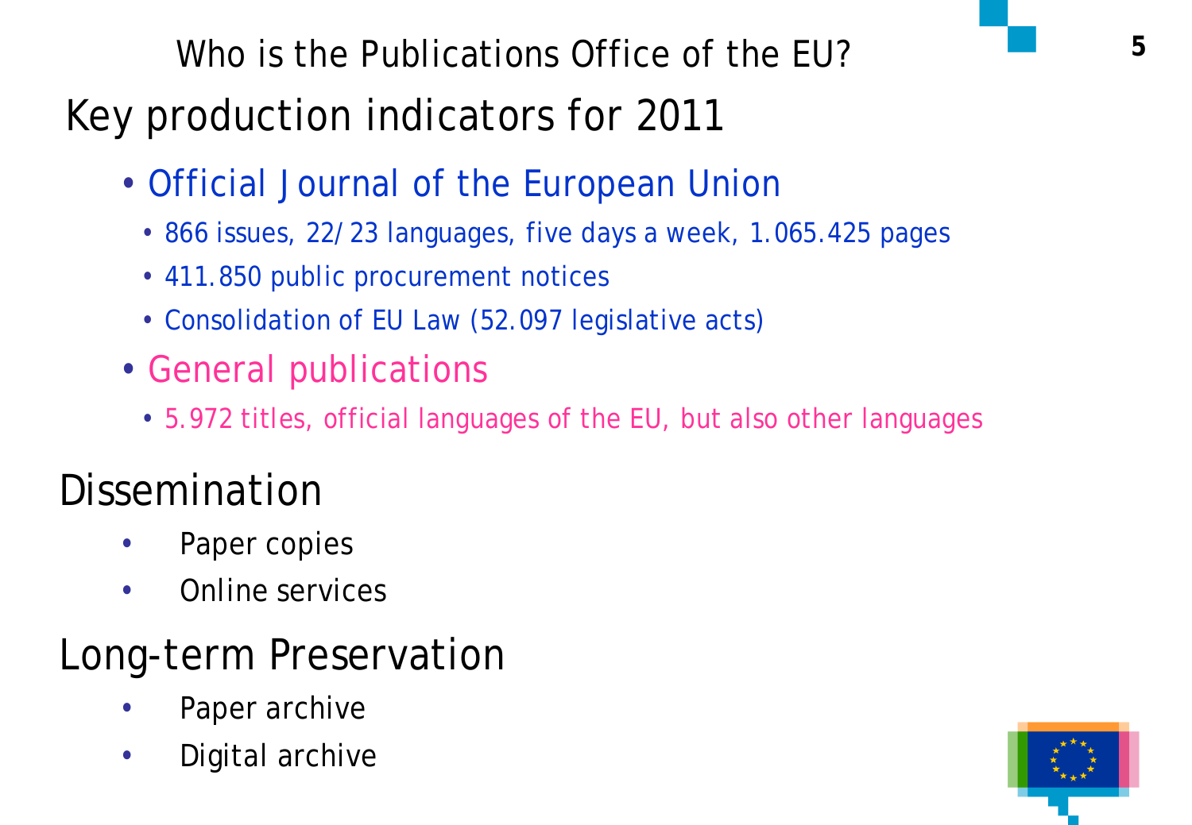# Who is the Publications Office of the EU?

## Key production indicators for 2011

- Official Journal of the European Union
  - 866 issues, 22/23 languages, five days a week, 1.065.425 pages
  - 411.850 public procurement notices
  - Consolidation of EU Law (52.097 legislative acts)
- General publications
  - 5.972 titles, official languages of the EU, but also other languages

## Dissemination

- Paper copies
- Online services

## Long-term Preservation

- Paper archive
- Digital archive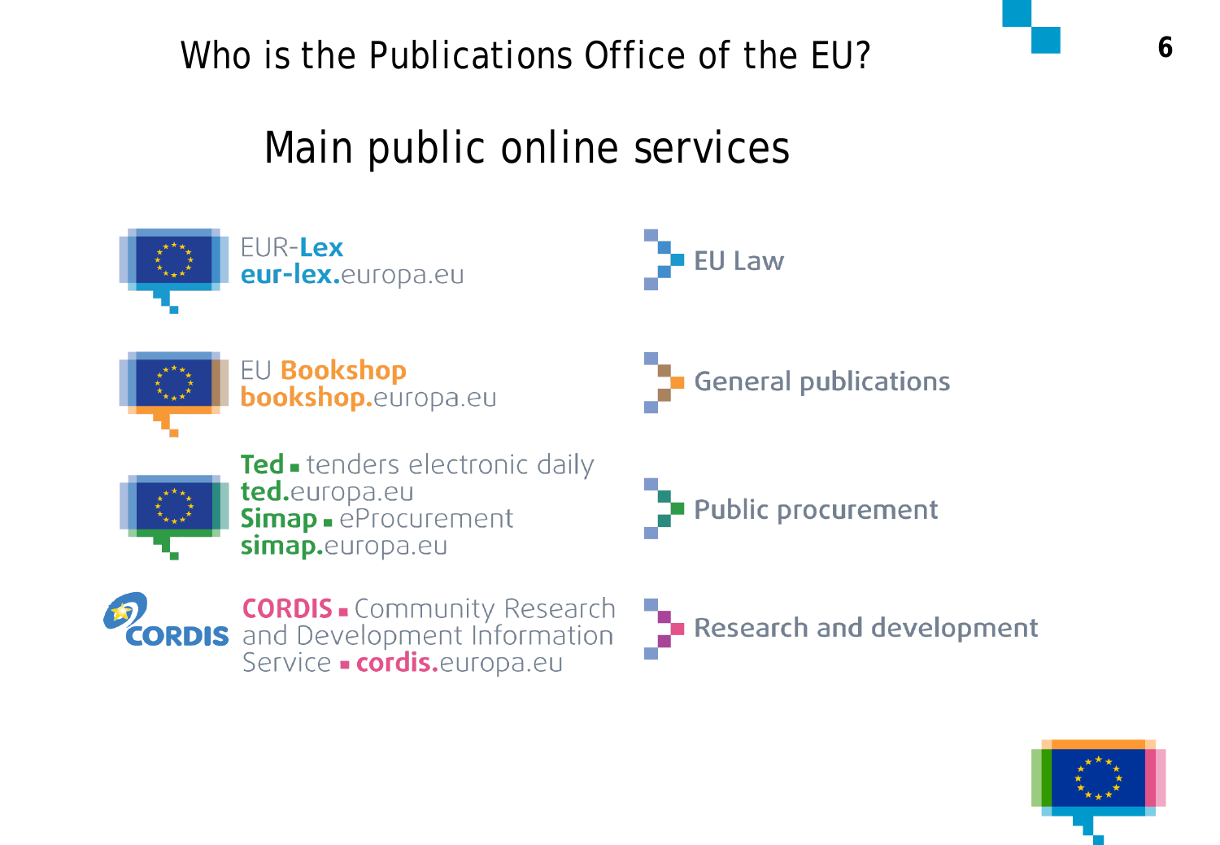# Who is the Publications Office of the EU?

## Main public online services

| Service | Area |
|---|---|
| EUR-Lex<br>eur-lex.europa.eu | EU Law |
| EU Bookshop<br>bookshop.europa.eu | General publications |
| Ted ▪ tenders electronic daily<br>ted.europa.eu<br>Simap ▪ eProcurement<br>simap.europa.eu | Public procurement |
| CORDIS ▪ Community Research and Development Information Service ▪ cordis.europa.eu | Research and development |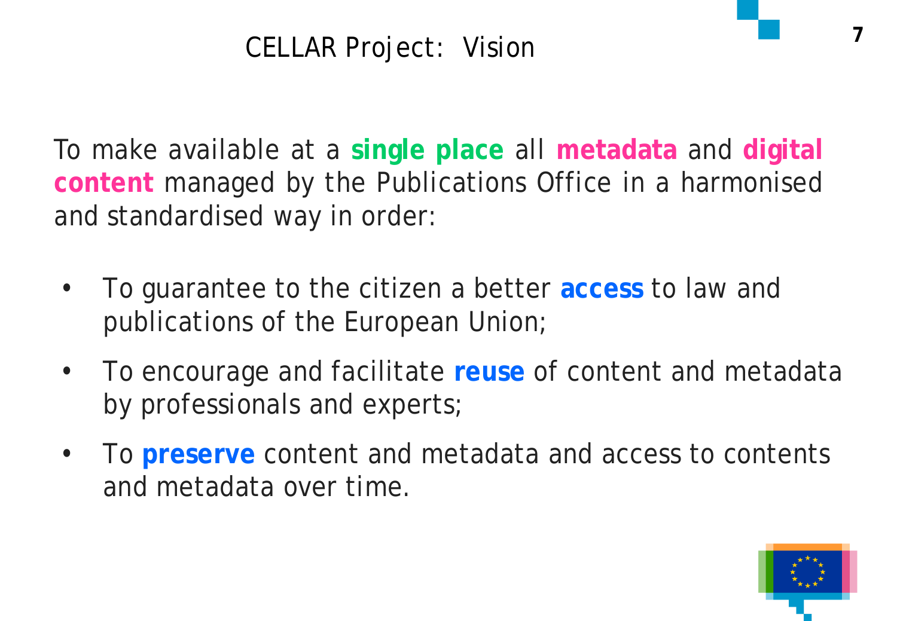# CELLAR Project: Vision

To make available at a **single place** all **metadata** and **digital content** managed by the Publications Office in a harmonised and standardised way in order:

- To guarantee to the citizen a better **access** to law and publications of the European Union;
- To encourage and facilitate **reuse** of content and metadata by professionals and experts;
- To **preserve** content and metadata and access to contents and metadata over time.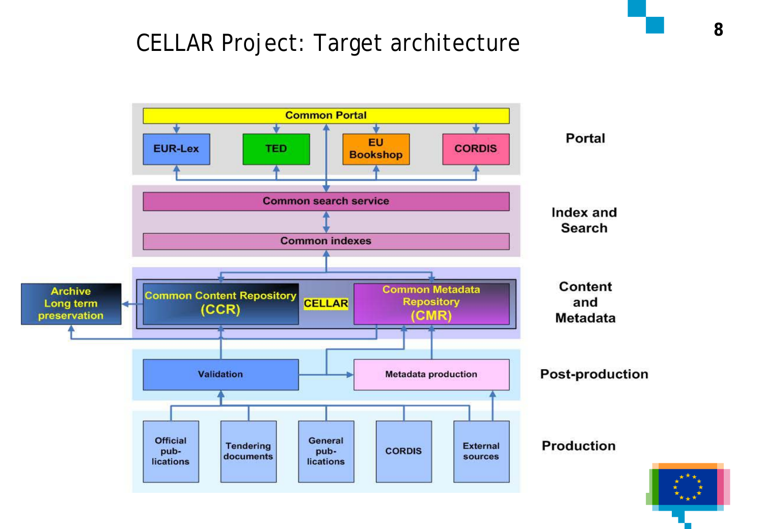# CELLAR Project: Target architecture

**Portal**
- Common Portal
- EUR-Lex
- TED
- EU Bookshop
- CORDIS

**Index and Search**
- Common search service
- Common indexes

**Content and Metadata**
- CELLAR
  - Common Content Repository (CCR)
  - Common Metadata Repository (CMR)
- Archive Long term preservation

**Post-production**
- Validation
- Metadata production

**Production**
- Official pub-lications
- Tendering documents
- General pub-lications
- CORDIS
- External sources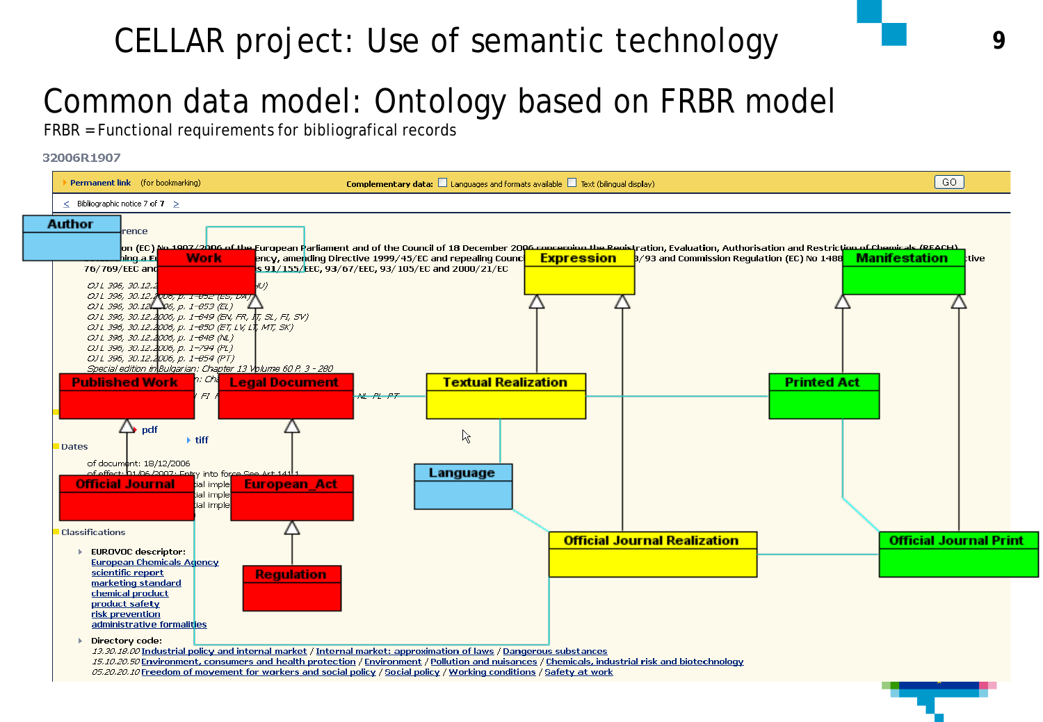# CELLAR project: Use of semantic technology

## Common data model: Ontology based on FRBR model

FRBR = Functional requirements for bibliografical records

32006R1907

Permanent link (for bookmarking) | Complementary data: ☐ Languages and formats available ☐ Text (bilingual display) | GO

< Bibliographic notice 7 of 7 >

Author

Work

Expression

Manifestation

Published Work

Legal Document

Textual Realization

Printed Act

Language

Official Journal

European_Act

Regulation

Official Journal Realization

Official Journal Print

...on (EC) No 1907/2006 of the European Parliament and of the Council of 18 December 2006 concerning the Registration, Evaluation, Authorisation and Restriction of Chemicals (REACH) ... ency, amending Directive 1999/45/EC and repealing Counc... /93 and Commission Regulation (EC) No 1488 ... ctive 76/769/EEC and ... s 91/155/EEC, 93/67/EEC, 93/105/EC and 2000/21/EC

*OJ L 396, 30.12.2006, p. 1–852 (ES, DA)*
*OJ L 396, 30.12.2006, p. 1–853 (EL)*
*OJ L 396, 30.12.2006, p. 1–849 (EN, FR, IT, SL, FI, SV)*
*OJ L 396, 30.12.2006, p. 1–850 (ET, LV, LT, MT, SK)*
*OJ L 396, 30.12.2006, p. 1–848 (NL)*
*OJ L 396, 30.12.2006, p. 1–794 (PL)*
*OJ L 396, 30.12.2006, p. 1–854 (PT)*
*Special edition in Bulgarian: Chapter 13 Volume 60 P. 3 - 280*

pdf

tiff

**Dates**

of document: 18/12/2006
of effect: 01/06/2007; Entry into force See Art 141.1

**Classifications**

EUROVOC descriptor:
- European Chemicals Agency
- scientific report
- marketing standard
- chemical product
- product safety
- risk prevention
- administrative formalities

Directory code:
- *13.30.18.00* Industrial policy and internal market / Internal market: approximation of laws / Dangerous substances
- *15.10.20.50* Environment, consumers and health protection / Environment / Pollution and nuisances / Chemicals, industrial risk and biotechnology
- *05.20.20.10* Freedom of movement for workers and social policy / Social policy / Working conditions / Safety at work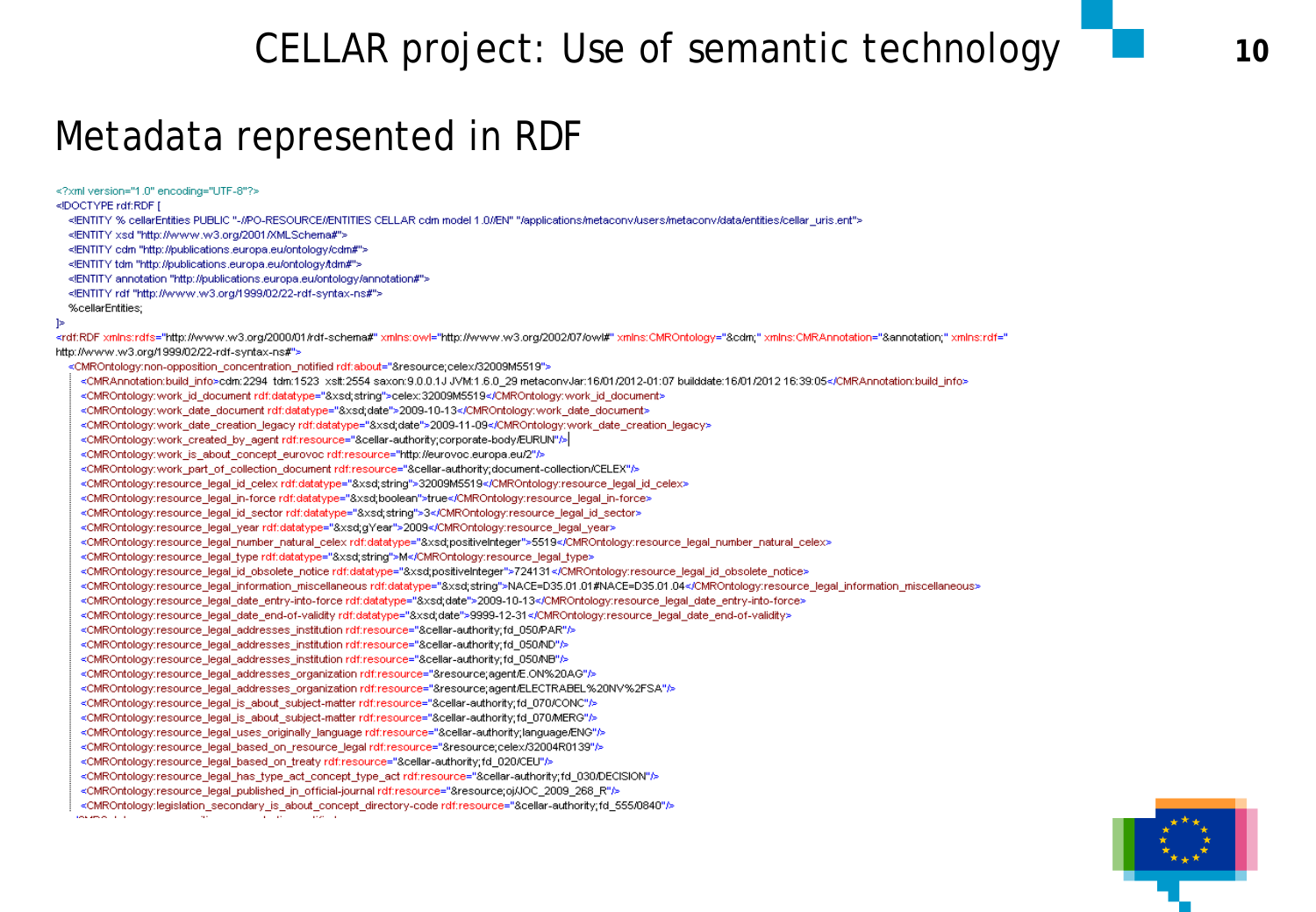# CELLAR project: Use of semantic technology

## Metadata represented in RDF

```xml
<?xml version="1.0" encoding="UTF-8"?>
<!DOCTYPE rdf:RDF [
   <!ENTITY % cellarEntities PUBLIC "-//PO-RESOURCE//ENTITIES CELLAR cdm model 1.0//EN" "/applications/metaconv/users/metaconv/data/entities/cellar_uris.ent">
   <!ENTITY xsd "http://www.w3.org/2001/XMLSchema#">
   <!ENTITY cdm "http://publications.europa.eu/ontology/cdm#">
   <!ENTITY tdm "http://publications.europa.eu/ontology/tdm#">
   <!ENTITY annotation "http://publications.europa.eu/ontology/annotation#">
   <!ENTITY rdf "http://www.w3.org/1999/02/22-rdf-syntax-ns#">
   %cellarEntities;
]>
<rdf:RDF xmlns:rdfs="http://www.w3.org/2000/01/rdf-schema#" xmlns:owl="http://www.w3.org/2002/07/owl#" xmlns:CMROntology="&cdm;" xmlns:CMRAnnotation="&annotation;" xmlns:rdf="
http://www.w3.org/1999/02/22-rdf-syntax-ns#">
   <CMROntology:non-opposition_concentration_notified rdf:about="&resource;celex/32009M5519">
     <CMRAnnotation:build_info>cdm:2294 tdm:1523 xslt:2554 saxon:9.0.0.1J JVM:1.6.0_29 metaconvJar:16/01/2012-01:07 builddate:16/01/2012 16:39:05</CMRAnnotation:build_info>
     <CMROntology:work_id_document rdf:datatype="&xsd;string">celex:32009M5519</CMROntology:work_id_document>
     <CMROntology:work_date_document rdf:datatype="&xsd;date">2009-10-13</CMROntology:work_date_document>
     <CMROntology:work_date_creation_legacy rdf:datatype="&xsd;date">2009-11-09</CMROntology:work_date_creation_legacy>
     <CMROntology:work_created_by_agent rdf:resource="&cellar-authority;corporate-body/EURUN"/>
     <CMROntology:work_is_about_concept_eurovoc rdf:resource="http://eurovoc.europa.eu/2"/>
     <CMROntology:work_part_of_collection_document rdf:resource="&cellar-authority;document-collection/CELEX"/>
     <CMROntology:resource_legal_id_celex rdf:datatype="&xsd;string">32009M5519</CMROntology:resource_legal_id_celex>
     <CMROntology:resource_legal_in-force rdf:datatype="&xsd;boolean">true</CMROntology:resource_legal_in-force>
     <CMROntology:resource_legal_id_sector rdf:datatype="&xsd;string">3</CMROntology:resource_legal_id_sector>
     <CMROntology:resource_legal_year rdf:datatype="&xsd;gYear">2009</CMROntology:resource_legal_year>
     <CMROntology:resource_legal_number_natural_celex rdf:datatype="&xsd;positiveInteger">5519</CMROntology:resource_legal_number_natural_celex>
     <CMROntology:resource_legal_type rdf:datatype="&xsd;string">M</CMROntology:resource_legal_type>
     <CMROntology:resource_legal_id_obsolete_notice rdf:datatype="&xsd;positiveInteger">724131</CMROntology:resource_legal_id_obsolete_notice>
     <CMROntology:resource_legal_information_miscellaneous rdf:datatype="&xsd;string">NACE=D35.01.01#NACE=D35.01.04</CMROntology:resource_legal_information_miscellaneous>
     <CMROntology:resource_legal_date_entry-into-force rdf:datatype="&xsd;date">2009-10-13</CMROntology:resource_legal_date_entry-into-force>
     <CMROntology:resource_legal_date_end-of-validity rdf:datatype="&xsd;date">9999-12-31</CMROntology:resource_legal_date_end-of-validity>
     <CMROntology:resource_legal_addresses_institution rdf:resource="&cellar-authority;fd_050/PAR"/>
     <CMROntology:resource_legal_addresses_institution rdf:resource="&cellar-authority;fd_050/ND"/>
     <CMROntology:resource_legal_addresses_institution rdf:resource="&cellar-authority;fd_050/NB"/>
     <CMROntology:resource_legal_addresses_organization rdf:resource="&resource;agent/E.ON%20AG"/>
     <CMROntology:resource_legal_addresses_organization rdf:resource="&resource;agent/ELECTRABEL%20NV%2FSA"/>
     <CMROntology:resource_legal_is_about_subject-matter rdf:resource="&cellar-authority;fd_070/CONC"/>
     <CMROntology:resource_legal_is_about_subject-matter rdf:resource="&cellar-authority;fd_070/MERG"/>
     <CMROntology:resource_legal_uses_originally_language rdf:resource="&cellar-authority;language/ENG"/>
     <CMROntology:resource_legal_based_on_resource_legal rdf:resource="&resource;celex/32004R0139"/>
     <CMROntology:resource_legal_based_on_treaty rdf:resource="&cellar-authority;fd_020/CEU"/>
     <CMROntology:resource_legal_has_type_act_concept_type_act rdf:resource="&cellar-authority;fd_030/DECISION"/>
     <CMROntology:resource_legal_published_in_official-journal rdf:resource="&resource;oj/JOC_2009_268_R"/>
     <CMROntology:legislation_secondary_is_about_concept_directory-code rdf:resource="&cellar-authority;fd_555/0840"/>
```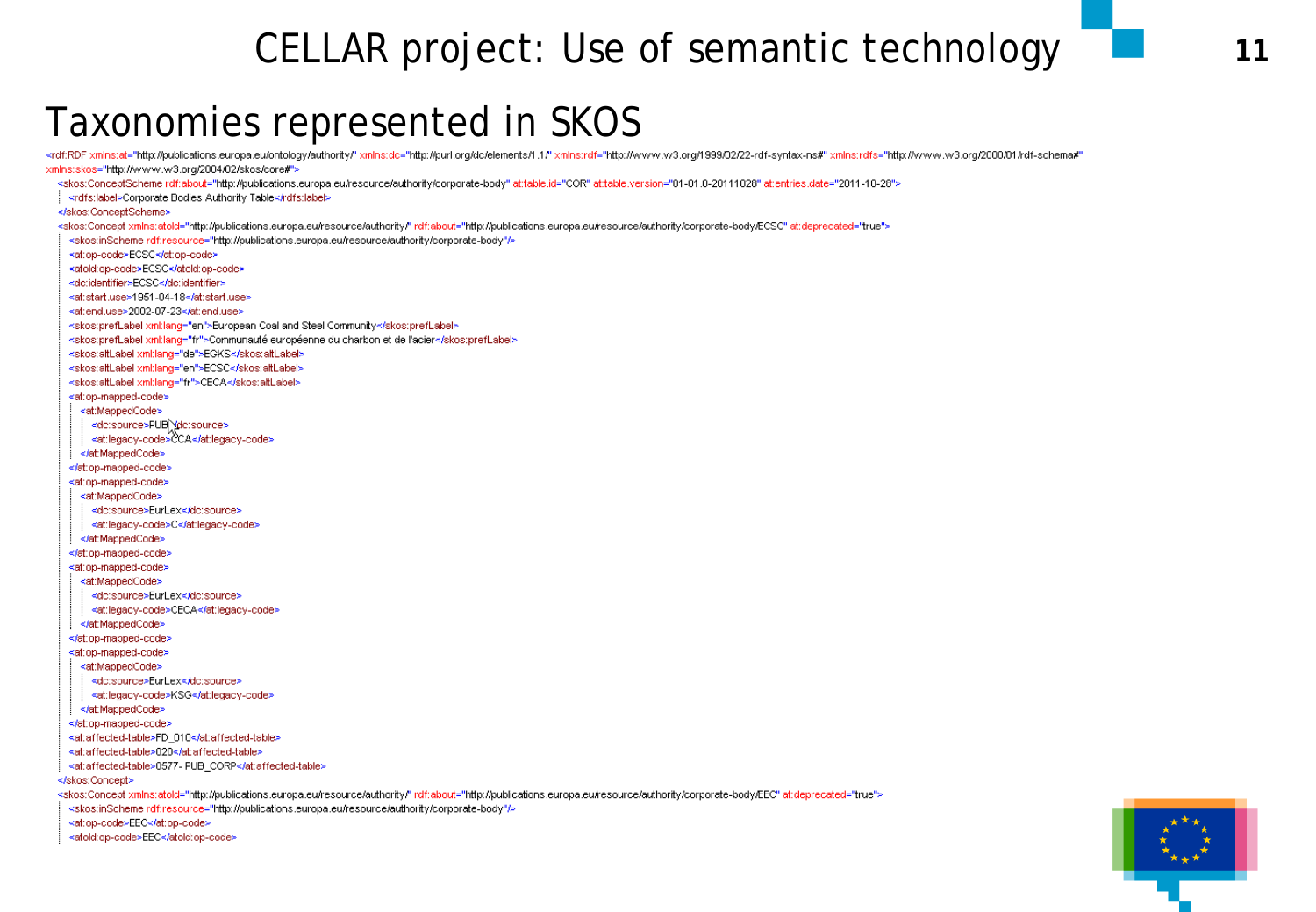# CELLAR project: Use of semantic technology

## Taxonomies represented in SKOS

```xml
<rdf:RDF xmlns:at="http://publications.europa.eu/ontology/authority/" xmlns:dc="http://purl.org/dc/elements/1.1/" xmlns:rdf="http://www.w3.org/1999/02/22-rdf-syntax-ns#" xmlns:rdfs="http://www.w3.org/2000/01/rdf-schema#"
xmlns:skos="http://www.w3.org/2004/02/skos/core#">
  <skos:ConceptScheme rdf:about="http://publications.europa.eu/resource/authority/corporate-body" at:table.id="COR" at:table.version="01-01.0-20111028" at:entries.date="2011-10-28">
    <rdfs:label>Corporate Bodies Authority Table</rdfs:label>
  </skos:ConceptScheme>
  <skos:Concept xmlns:atold="http://publications.europa.eu/resource/authority/" rdf:about="http://publications.europa.eu/resource/authority/corporate-body/ECSC" at:deprecated="true">
    <skos:inScheme rdf:resource="http://publications.europa.eu/resource/authority/corporate-body"/>
    <at:op-code>ECSC</at:op-code>
    <atold:op-code>ECSC</atold:op-code>
    <dc:identifier>ECSC</dc:identifier>
    <at:start.use>1951-04-18</at:start.use>
    <at:end.use>2002-07-23</at:end.use>
    <skos:prefLabel xml:lang="en">European Coal and Steel Community</skos:prefLabel>
    <skos:prefLabel xml:lang="fr">Communauté européenne du charbon et de l'acier</skos:prefLabel>
    <skos:altLabel xml:lang="de">EGKS</skos:altLabel>
    <skos:altLabel xml:lang="en">ECSC</skos:altLabel>
    <skos:altLabel xml:lang="fr">CECA</skos:altLabel>
    <at:op-mapped-code>
      <at:MappedCode>
        <dc:source>PUB</dc:source>
        <at:legacy-code>CCA</at:legacy-code>
      </at:MappedCode>
    </at:op-mapped-code>
    <at:op-mapped-code>
      <at:MappedCode>
        <dc:source>EurLex</dc:source>
        <at:legacy-code>C</at:legacy-code>
      </at:MappedCode>
    </at:op-mapped-code>
    <at:op-mapped-code>
      <at:MappedCode>
        <dc:source>EurLex</dc:source>
        <at:legacy-code>CECA</at:legacy-code>
      </at:MappedCode>
    </at:op-mapped-code>
    <at:op-mapped-code>
      <at:MappedCode>
        <dc:source>EurLex</dc:source>
        <at:legacy-code>KSG</at:legacy-code>
      </at:MappedCode>
    </at:op-mapped-code>
    <at:affected-table>FD_010</at:affected-table>
    <at:affected-table>020</at:affected-table>
    <at:affected-table>0577- PUB_CORP</at:affected-table>
  </skos:Concept>
  <skos:Concept xmlns:atold="http://publications.europa.eu/resource/authority/" rdf:about="http://publications.europa.eu/resource/authority/corporate-body/EEC" at:deprecated="true">
    <skos:inScheme rdf:resource="http://publications.europa.eu/resource/authority/corporate-body"/>
    <at:op-code>EEC</at:op-code>
    <atold:op-code>EEC</atold:op-code>
```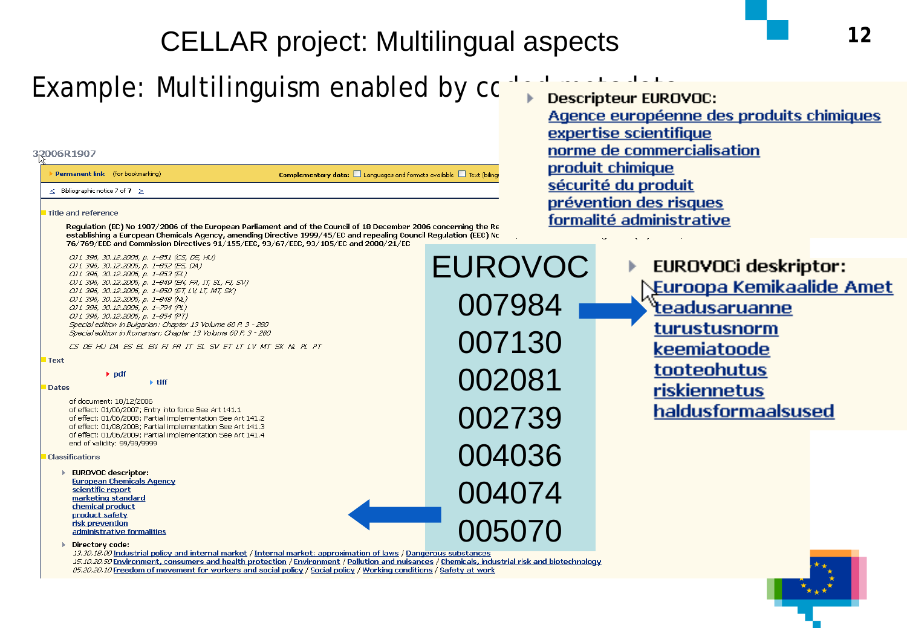# CELLAR project: Multilingual aspects

## Example: Multilinguism enabled by coded metadata

32006R1907

Permanent link (for bookmarking) — Complementary data: Languages and formats available — Text (biling...

< Bibliographic notice 7 of 7 >

**Title and reference**

Regulation (EC) No 1907/2006 of the European Parliament and of the Council of 18 December 2006 concerning the Re... establishing a European Chemicals Agency, amending Directive 1999/45/EC and repealing Council Regulation (EEC) No... 76/769/EEC and Commission Directives 91/155/EEC, 93/67/EEC, 93/105/EC and 2000/21/EC

*OJ L 396, 30.12.2006, p. 1–851 (CS, DE, HU)*
*OJ L 396, 30.12.2006, p. 1–852 (ES, DA)*
*OJ L 396, 30.12.2006, p. 1–853 (EL)*
*OJ L 396, 30.12.2006, p. 1–849 (EN, FR, IT, SL, FI, SV)*
*OJ L 396, 30.12.2006, p. 1–850 (ET, LV, LT, MT, SK)*
*OJ L 396, 30.12.2006, p. 1–848 (NL)*
*OJ L 396, 30.12.2006, p. 1–794 (PL)*
*OJ L 396, 30.12.2006, p. 1–854 (PT)*
*Special edition in Bulgarian: Chapter 13 Volume 60 P. 3 - 280*
*Special edition in Romanian: Chapter 13 Volume 60 P. 3 - 280*

CS DE HU DA ES EL EN FI FR IT SL SV ET LT LV MT SK NL PL PT

**Text**

- pdf
- tiff

**Dates**

of document: 18/12/2006
of effect: 01/06/2007; Entry into force See Art 141.1
of effect: 01/06/2008; Partial implementation See Art 141.2
of effect: 01/08/2008; Partial implementation See Art 141.3
of effect: 01/06/2009; Partial implementation See Art 141.4
end of validity: 99/99/9999

**Classifications**

- **EUROVOC descriptor:**
  European Chemicals Agency
  scientific report
  marketing standard
  chemical product
  product safety
  risk prevention
  administrative formalities

- **Directory code:**
  *13.30.18.00* Industrial policy and internal market / Internal market: approximation of laws / Dangerous substances
  *15.10.20.50* Environment, consumers and health protection / Environment / Pollution and nuisances / Chemicals, industrial risk and biotechnology
  *05.20.20.10* Freedom of movement for workers and social policy / Social policy / Working conditions / Safety at work

**EUROVOC**

007984
007130
002081
002739
004036
004074
005070

- **Descripteur EUROVOC:**
  Agence européenne des produits chimiques
  expertise scientifique
  norme de commercialisation
  produit chimique
  sécurité du produit
  prévention des risques
  formalité administrative

- **EUROVOCi deskriptor:**
  Euroopa Kemikaalide Amet
  teadusaruanne
  turustusnorm
  keemiatoode
  tooteohutus
  riskiennetus
  haldusformaalsused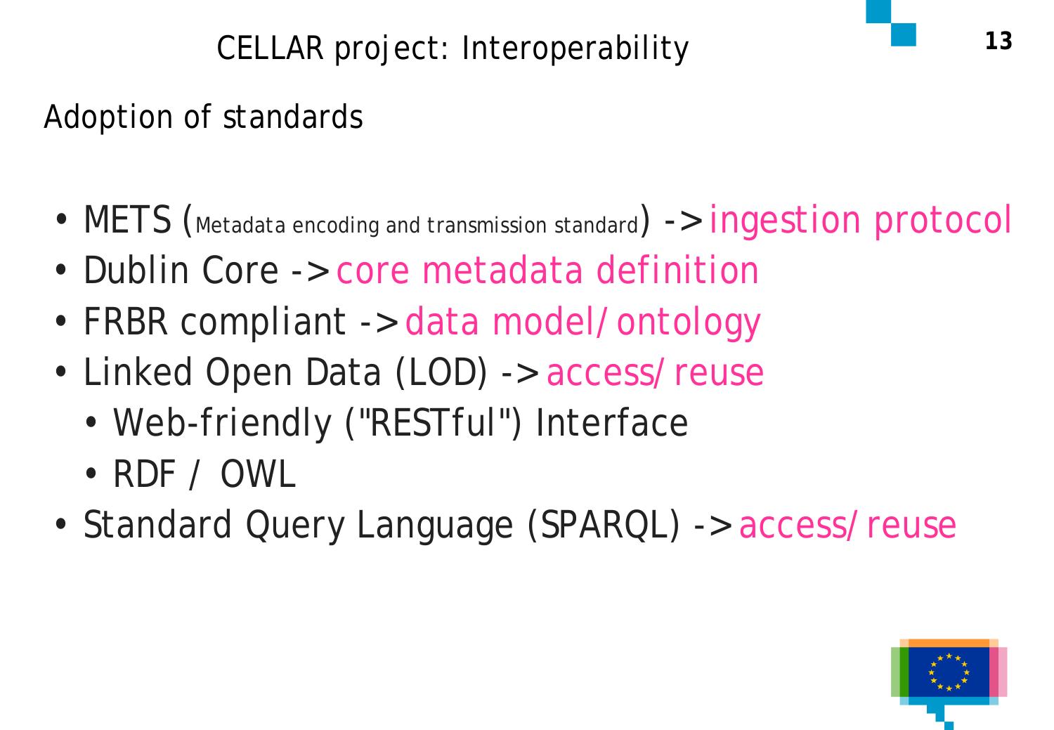# CELLAR project: Interoperability

## Adoption of standards

- METS (Metadata encoding and transmission standard) -> ingestion protocol
- Dublin Core -> core metadata definition
- FRBR compliant -> data model/ ontology
- Linked Open Data (LOD) -> access/ reuse
  - Web-friendly ("RESTful") Interface
  - RDF / OWL
- Standard Query Language (SPARQL) -> access/ reuse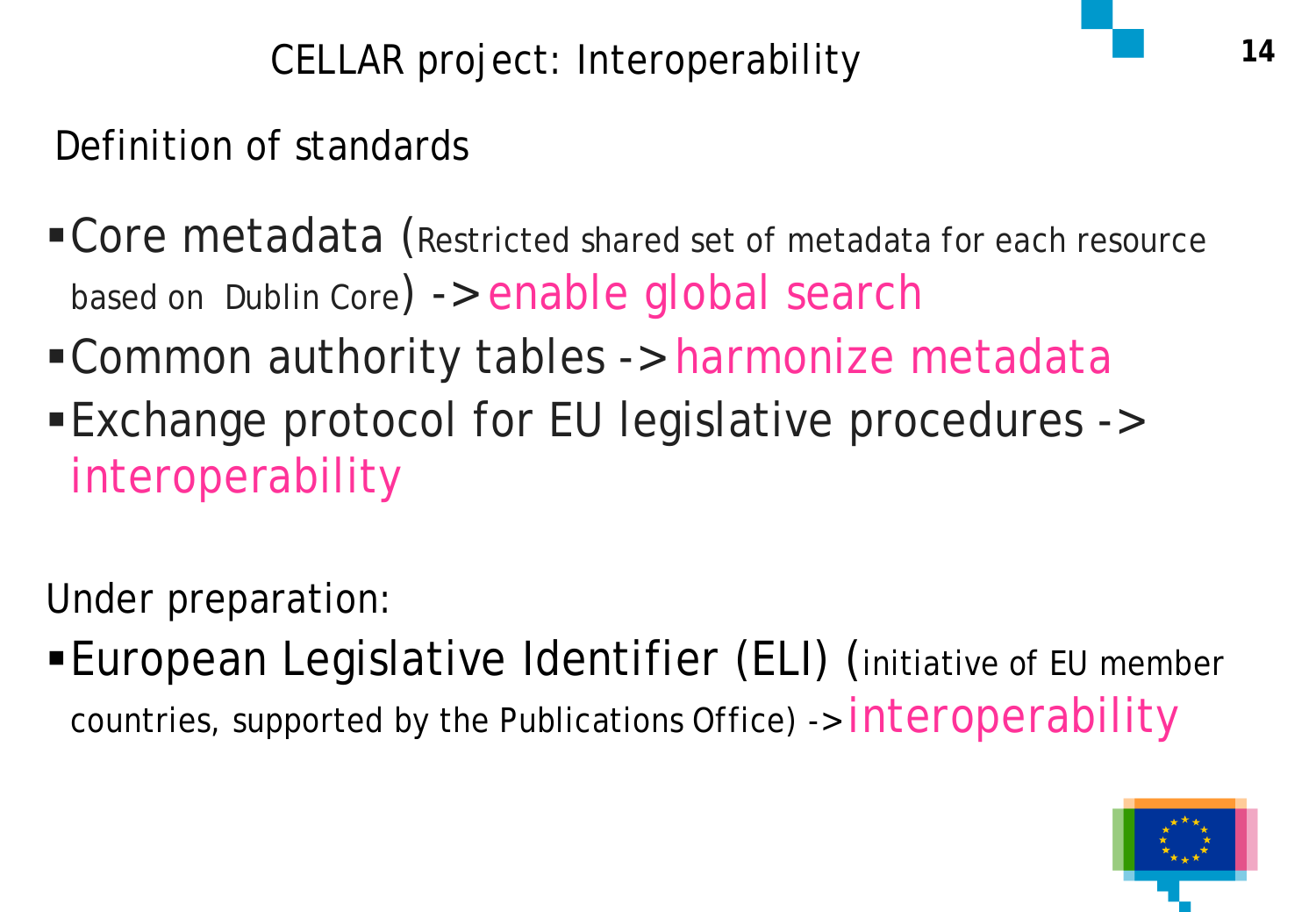# CELLAR project: Interoperability

## Definition of standards

- Core metadata (Restricted shared set of metadata for each resource based on Dublin Core) -> enable global search
- Common authority tables -> harmonize metadata
- Exchange protocol for EU legislative procedures -> interoperability

## Under preparation:

- European Legislative Identifier (ELI) (initiative of EU member countries, supported by the Publications Office) -> interoperability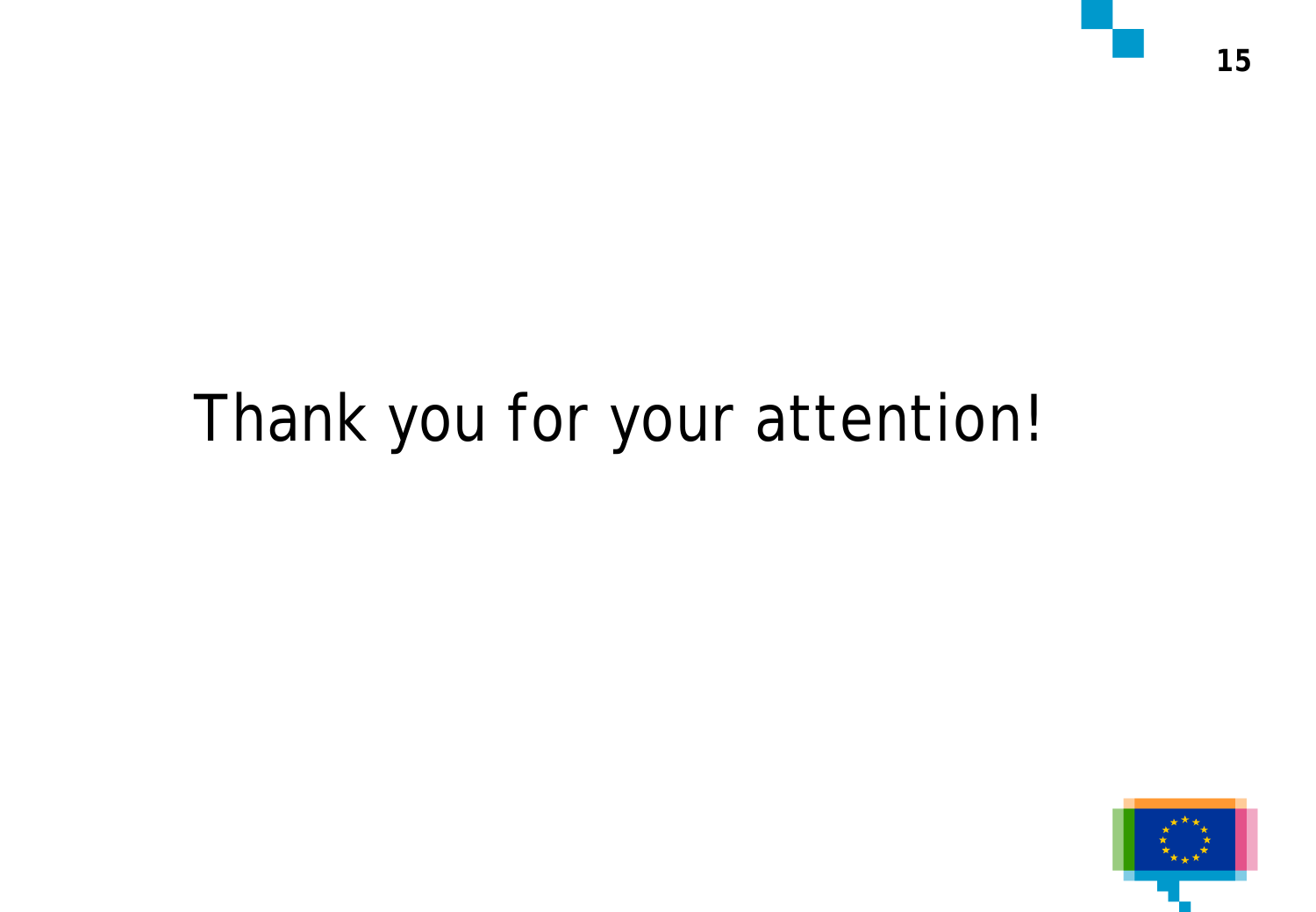Thank you for your attention!